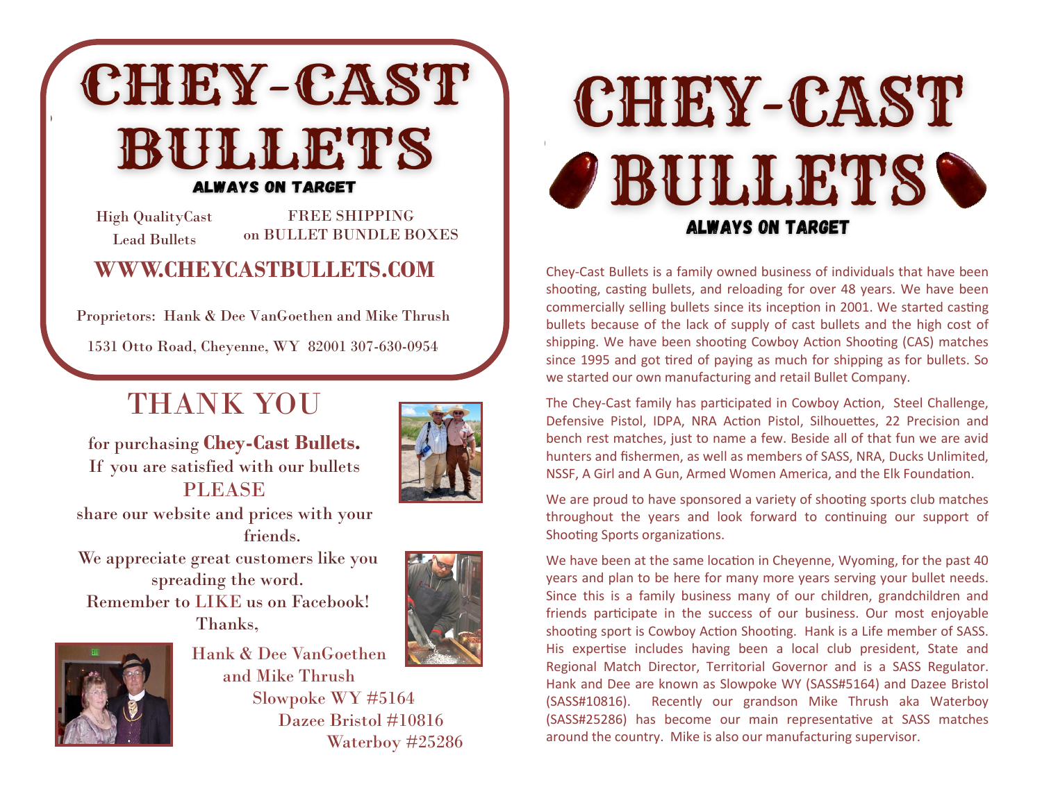# CHEY-CAST BULLETS

**ALWAYS ON TARGET**

High QualityCast Lead Bullets

FREE SHIPPING on BULLET BUNDLE BOXES

**WWW.CHEYCASTBULLETS.COM**

Proprietors: Hank & Dee VanGoethen and Mike Thrush

1531 Otto Road, Cheyenne, WY 82001 307-630-0954

## THANK YOU

for purchasing **Chey-Cast Bullets.**
If you are satisfied with our bullets
PLEASE
share our website and prices with your friends.
We appreciate great customers like you spreading the word.
Remember to LIKE us on Facebook!
Thanks,

Hank & Dee VanGoethen
and Mike Thrush
Slowpoke WY #5164
Dazee Bristol #10816
Waterboy #25286

# CHEY-CAST BULLETS

**ALWAYS ON TARGET**

Chey-Cast Bullets is a family owned business of individuals that have been shooting, casting bullets, and reloading for over 48 years. We have been commercially selling bullets since its inception in 2001. We started casting bullets because of the lack of supply of cast bullets and the high cost of shipping. We have been shooting Cowboy Action Shooting (CAS) matches since 1995 and got tired of paying as much for shipping as for bullets. So we started our own manufacturing and retail Bullet Company.

The Chey-Cast family has participated in Cowboy Action, Steel Challenge, Defensive Pistol, IDPA, NRA Action Pistol, Silhouettes, 22 Precision and bench rest matches, just to name a few. Beside all of that fun we are avid hunters and fishermen, as well as members of SASS, NRA, Ducks Unlimited, NSSF, A Girl and A Gun, Armed Women America, and the Elk Foundation.

We are proud to have sponsored a variety of shooting sports club matches throughout the years and look forward to continuing our support of Shooting Sports organizations.

We have been at the same location in Cheyenne, Wyoming, for the past 40 years and plan to be here for many more years serving your bullet needs. Since this is a family business many of our children, grandchildren and friends participate in the success of our business. Our most enjoyable shooting sport is Cowboy Action Shooting. Hank is a Life member of SASS. His expertise includes having been a local club president, State and Regional Match Director, Territorial Governor and is a SASS Regulator. Hank and Dee are known as Slowpoke WY (SASS#5164) and Dazee Bristol (SASS#10816). Recently our grandson Mike Thrush aka Waterboy (SASS#25286) has become our main representative at SASS matches around the country. Mike is also our manufacturing supervisor.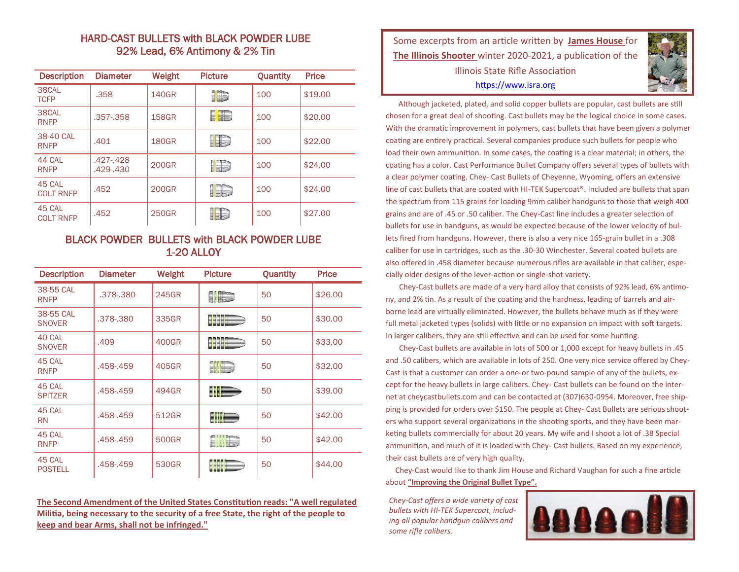## HARD-CAST BULLETS with BLACK POWDER LUBE
## 92% Lead, 6% Antimony & 2% Tin

| Description | Diameter | Weight | Picture | Quantity | Price |
|---|---|---|---|---|---|
| 38CAL TCFP | .358 | 140GR | | 100 | $19.00 |
| 38CAL RNFP | .357-.358 | 158GR | | 100 | $20.00 |
| 38-40 CAL RNFP | .401 | 180GR | | 100 | $22.00 |
| 44 CAL RNFP | .427-.428 .429-.430 | 200GR | | 100 | $24.00 |
| 45 CAL COLT RNFP | .452 | 200GR | | 100 | $24.00 |
| 45 CAL COLT RNFP | .452 | 250GR | | 100 | $27.00 |

## BLACK POWDER BULLETS with BLACK POWDER LUBE
## 1-20 ALLOY

| Description | Diameter | Weight | Picture | Quantity | Price |
|---|---|---|---|---|---|
| 38-55 CAL RNFP | .378-.380 | 245GR | | 50 | $26.00 |
| 38-55 CAL SNOVER | .378-.380 | 335GR | | 50 | $30.00 |
| 40 CAL SNOVER | .409 | 400GR | | 50 | $33.00 |
| 45 CAL RNFP | .458-.459 | 405GR | | 50 | $32.00 |
| 45 CAL SPITZER | .458-.459 | 494GR | | 50 | $39.00 |
| 45 CAL RN | .458-.459 | 512GR | | 50 | $42.00 |
| 45 CAL RNFP | .458-.459 | 500GR | | 50 | $42.00 |
| 45 CAL POSTELL | .458-.459 | 530GR | | 50 | $44.00 |

**The Second Amendment of the United States Constitution reads: "A well regulated Militia, being necessary to the security of a free State, the right of the people to keep and bear Arms, shall not be infringed."**

Some excerpts from an article written by **James House** for **The Illinois Shooter** winter 2020-2021, a publication of the Illinois State Rifle Association https://www.isra.org

Although jacketed, plated, and solid copper bullets are popular, cast bullets are still chosen for a great deal of shooting. Cast bullets may be the logical choice in some cases. With the dramatic improvement in polymers, cast bullets that have been given a polymer coating are entirely practical. Several companies produce such bullets for people who load their own ammunition. In some cases, the coating is a clear material; in others, the coating has a color. Cast Performance Bullet Company offers several types of bullets with a clear polymer coating. Chey- Cast Bullets of Cheyenne, Wyoming, offers an extensive line of cast bullets that are coated with HI-TEK Supercoat®. Included are bullets that span the spectrum from 115 grains for loading 9mm caliber handguns to those that weigh 400 grains and are of .45 or .50 caliber. The Chey-Cast line includes a greater selection of bullets for use in handguns, as would be expected because of the lower velocity of bullets fired from handguns. However, there is also a very nice 165-grain bullet in a .308 caliber for use in cartridges, such as the .30-30 Winchester. Several coated bullets are also offered in .458 diameter because numerous rifles are available in that caliber, especially older designs of the lever-action or single-shot variety.

Chey-Cast bullets are made of a very hard alloy that consists of 92% lead, 6% antimony, and 2% tin. As a result of the coating and the hardness, leading of barrels and airborne lead are virtually eliminated. However, the bullets behave much as if they were full metal jacketed types (solids) with little or no expansion on impact with soft targets. In larger calibers, they are still effective and can be used for some hunting.

Chey-Cast bullets are available in lots of 500 or 1,000 except for heavy bullets in .45 and .50 calibers, which are available in lots of 250. One very nice service offered by Chey-Cast is that a customer can order a one-or two-pound sample of any of the bullets, except for the heavy bullets in large calibers. Chey- Cast bullets can be found on the internet at cheycastbullets.com and can be contacted at (307)630-0954. Moreover, free shipping is provided for orders over $150. The people at Chey- Cast Bullets are serious shooters who support several organizations in the shooting sports, and they have been marketing bullets commercially for about 20 years. My wife and I shoot a lot of .38 Special ammunition, and much of it is loaded with Chey- Cast bullets. Based on my experience, their cast bullets are of very high quality.

Chey-Cast would like to thank Jim House and Richard Vaughan for such a fine article about **"Improving the Original Bullet Type".**

*Chey-Cast offers a wide variety of cast bullets with HI-TEK Supercoat, including all popular handgun calibers and some rifle calibers.*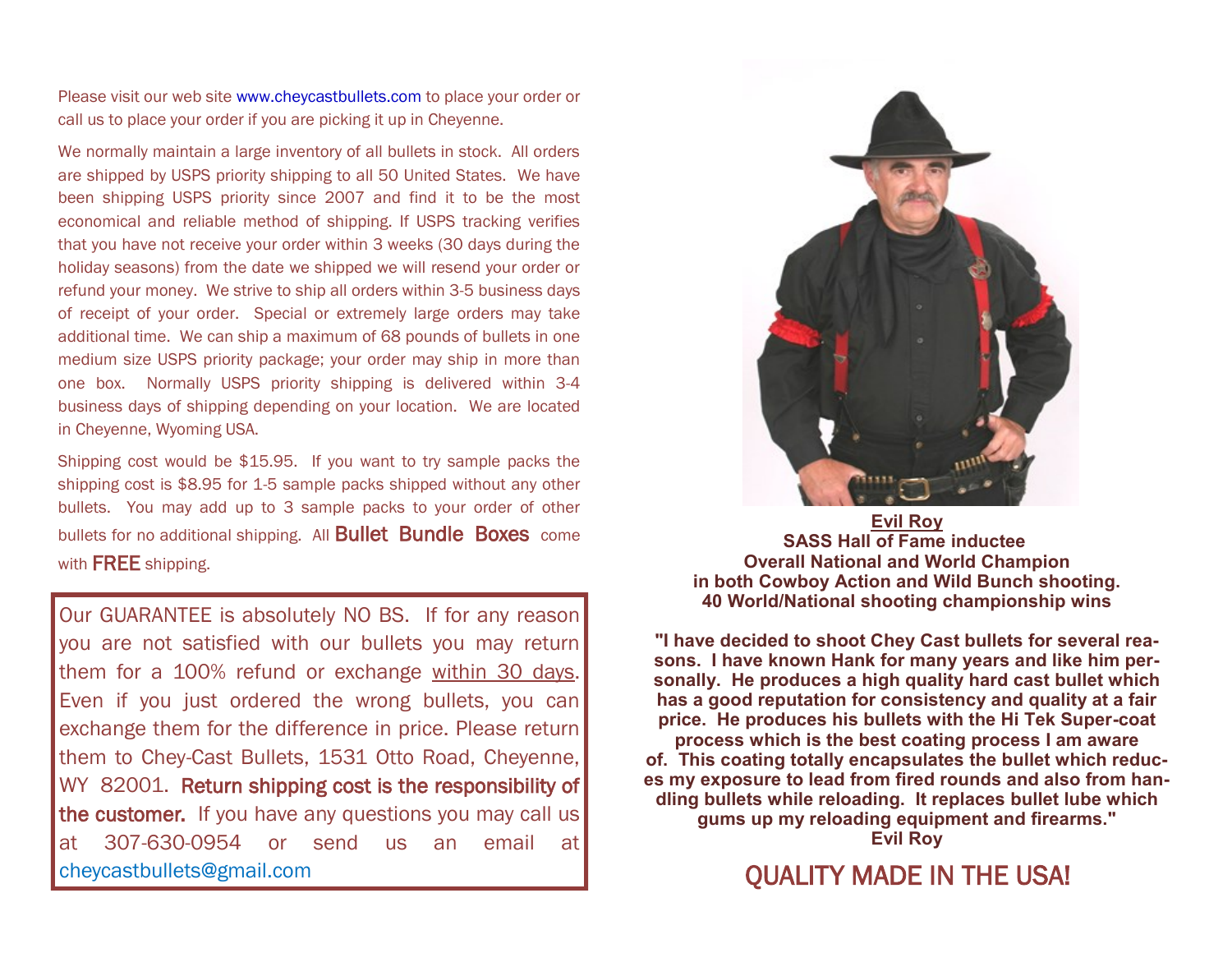Please visit our web site www.cheycastbullets.com to place your order or call us to place your order if you are picking it up in Cheyenne.

We normally maintain a large inventory of all bullets in stock. All orders are shipped by USPS priority shipping to all 50 United States. We have been shipping USPS priority since 2007 and find it to be the most economical and reliable method of shipping. If USPS tracking verifies that you have not receive your order within 3 weeks (30 days during the holiday seasons) from the date we shipped we will resend your order or refund your money. We strive to ship all orders within 3-5 business days of receipt of your order. Special or extremely large orders may take additional time. We can ship a maximum of 68 pounds of bullets in one medium size USPS priority package; your order may ship in more than one box. Normally USPS priority shipping is delivered within 3-4 business days of shipping depending on your location. We are located in Cheyenne, Wyoming USA.

Shipping cost would be $15.95. If you want to try sample packs the shipping cost is $8.95 for 1-5 sample packs shipped without any other bullets. You may add up to 3 sample packs to your order of other bullets for no additional shipping. All **Bullet Bundle Boxes** come with **FREE** shipping.

Our GUARANTEE is absolutely NO BS. If for any reason you are not satisfied with our bullets you may return them for a 100% refund or exchange <u>within 30 days</u>. Even if you just ordered the wrong bullets, you can exchange them for the difference in price. Please return them to Chey-Cast Bullets, 1531 Otto Road, Cheyenne, WY 82001. **Return shipping cost is the responsibility of the customer.** If you have any questions you may call us at 307-630-0954 or send us an email at cheycastbullets@gmail.com

**<u>Evil Roy</u>**
**SASS Hall of Fame inductee**
**Overall National and World Champion in both Cowboy Action and Wild Bunch shooting.**
**40 World/National shooting championship wins**

**"I have decided to shoot Chey Cast bullets for several reasons. I have known Hank for many years and like him personally. He produces a high quality hard cast bullet which has a good reputation for consistency and quality at a fair price. He produces his bullets with the Hi Tek Super-coat process which is the best coating process I am aware of. This coating totally encapsulates the bullet which reduces my exposure to lead from fired rounds and also from handling bullets while reloading. It replaces bullet lube which gums up my reloading equipment and firearms."**
**Evil Roy**

## QUALITY MADE IN THE USA!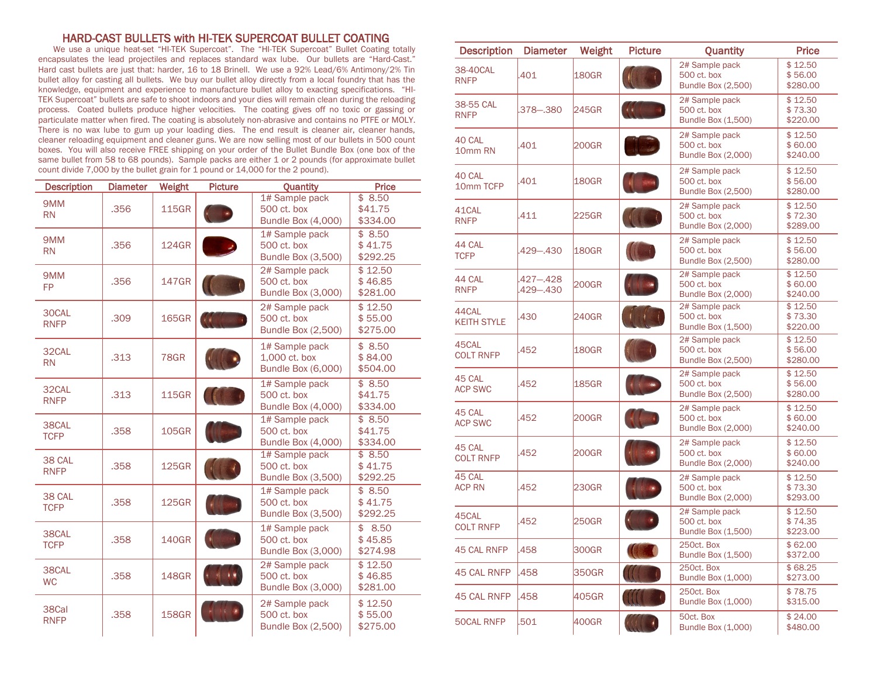## HARD-CAST BULLETS with HI-TEK SUPERCOAT BULLET COATING

We use a unique heat-set "HI-TEK Supercoat". The "HI-TEK Supercoat" Bullet Coating totally encapsulates the lead projectiles and replaces standard wax lube. Our bullets are "Hard-Cast." Hard cast bullets are just that: harder, 16 to 18 Brinell. We use a 92% Lead/6% Antimony/2% Tin bullet alloy for casting all bullets. We buy our bullet alloy directly from a local foundry that has the knowledge, equipment and experience to manufacture bullet alloy to exacting specifications. "HI-TEK Supercoat" bullets are safe to shoot indoors and your dies will remain clean during the reloading process. Coated bullets produce higher velocities. The coating gives off no toxic or gassing or particulate matter when fired. The coating is absolutely non-abrasive and contains no PTFE or MOLY. There is no wax lube to gum up your loading dies. The end result is cleaner air, cleaner hands, cleaner reloading equipment and cleaner guns. We are now selling most of our bullets in 500 count boxes. You will also receive FREE shipping on your order of the Bullet Bundle Box (one box of the same bullet from 58 to 68 pounds). Sample packs are either 1 or 2 pounds (for approximate bullet count divide 7,000 by the bullet grain for 1 pound or 14,000 for the 2 pound).

| Description | Diameter | Weight | Picture | Quantity | Price |
|---|---|---|---|---|---|
| 9MM RN | .356 | 115GR | | 1# Sample pack<br>500 ct. box<br>Bundle Box (4,000) | $ 8.50<br>$41.75<br>$334.00 |
| 9MM RN | .356 | 124GR | | 1# Sample pack<br>500 ct. box<br>Bundle Box (3,500) | $ 8.50<br>$ 41.75<br>$292.25 |
| 9MM FP | .356 | 147GR | | 2# Sample pack<br>500 ct. box<br>Bundle Box (3,000) | $ 12.50<br>$ 46.85<br>$281.00 |
| 30CAL RNFP | .309 | 165GR | | 2# Sample pack<br>500 ct. box<br>Bundle Box (2,500) | $ 12.50<br>$ 55.00<br>$275.00 |
| 32CAL RN | .313 | 78GR | | 1# Sample pack<br>1,000 ct. box<br>Bundle Box (6,000) | $ 8.50<br>$ 84.00<br>$504.00 |
| 32CAL RNFP | .313 | 115GR | | 1# Sample pack<br>500 ct. box<br>Bundle Box (4,000) | $ 8.50<br>$41.75<br>$334.00 |
| 38CAL TCFP | .358 | 105GR | | 1# Sample pack<br>500 ct. box<br>Bundle Box (4,000) | $ 8.50<br>$41.75<br>$334.00 |
| 38 CAL RNFP | .358 | 125GR | | 1# Sample pack<br>500 ct. box<br>Bundle Box (3,500) | $ 8.50<br>$ 41.75<br>$292.25 |
| 38 CAL TCFP | .358 | 125GR | | 1# Sample pack<br>500 ct. box<br>Bundle Box (3,500) | $ 8.50<br>$ 41.75<br>$292.25 |
| 38CAL TCFP | .358 | 140GR | | 1# Sample pack<br>500 ct. box<br>Bundle Box (3,000) | $ 8.50<br>$ 45.85<br>$274.98 |
| 38CAL WC | .358 | 148GR | | 2# Sample pack<br>500 ct. box<br>Bundle Box (3,000) | $ 12.50<br>$ 46.85<br>$281.00 |
| 38Cal RNFP | .358 | 158GR | | 2# Sample pack<br>500 ct. box<br>Bundle Box (2,500) | $ 12.50<br>$ 55.00<br>$275.00 |

| Description | Diameter | Weight | Picture | Quantity | Price |
|---|---|---|---|---|---|
| 38-40CAL RNFP | .401 | 180GR | | 2# Sample pack<br>500 ct. box<br>Bundle Box (2,500) | $ 12.50<br>$ 56.00<br>$280.00 |
| 38-55 CAL RNFP | .378—.380 | 245GR | | 2# Sample pack<br>500 ct. box<br>Bundle Box (1,500) | $ 12.50<br>$ 73.30<br>$220.00 |
| 40 CAL 10mm RN | .401 | 200GR | | 2# Sample pack<br>500 ct. box<br>Bundle Box (2,000) | $ 12.50<br>$ 60.00<br>$240.00 |
| 40 CAL 10mm TCFP | .401 | 180GR | | 2# Sample pack<br>500 ct. box<br>Bundle Box (2,500) | $ 12.50<br>$ 56.00<br>$280.00 |
| 41CAL RNFP | .411 | 225GR | | 2# Sample pack<br>500 ct. box<br>Bundle Box (2,000) | $ 12.50<br>$ 72.30<br>$289.00 |
| 44 CAL TCFP | .429—.430 | 180GR | | 2# Sample pack<br>500 ct. box<br>Bundle Box (2,500) | $ 12.50<br>$ 56.00<br>$280.00 |
| 44 CAL RNFP | .427—.428<br>.429—.430 | 200GR | | 2# Sample pack<br>500 ct. box<br>Bundle Box (2,000) | $ 12.50<br>$ 60.00<br>$240.00 |
| 44CAL KEITH STYLE | .430 | 240GR | | 2# Sample pack<br>500 ct. box<br>Bundle Box (1,500) | $ 12.50<br>$ 73.30<br>$220.00 |
| 45CAL COLT RNFP | .452 | 180GR | | 2# Sample pack<br>500 ct. box<br>Bundle Box (2,500) | $ 12.50<br>$ 56.00<br>$280.00 |
| 45 CAL ACP SWC | .452 | 185GR | | 2# Sample pack<br>500 ct. box<br>Bundle Box (2,500) | $ 12.50<br>$ 56.00<br>$280.00 |
| 45 CAL ACP SWC | .452 | 200GR | | 2# Sample pack<br>500 ct. box<br>Bundle Box (2,000) | $ 12.50<br>$ 60.00<br>$240.00 |
| 45 CAL COLT RNFP | .452 | 200GR | | 2# Sample pack<br>500 ct. box<br>Bundle Box (2,000) | $ 12.50<br>$ 60.00<br>$240.00 |
| 45 CAL ACP RN | .452 | 230GR | | 2# Sample pack<br>500 ct. box<br>Bundle Box (2,000) | $ 12.50<br>$ 73.30<br>$293.00 |
| 45CAL COLT RNFP | .452 | 250GR | | 2# Sample pack<br>500 ct. box<br>Bundle Box (1,500) | $ 12.50<br>$ 74.35<br>$223.00 |
| 45 CAL RNFP | .458 | 300GR | | 250ct. Box<br>Bundle Box (1,500) | $ 62.00<br>$372.00 |
| 45 CAL RNFP | .458 | 350GR | | 250ct. Box<br>Bundle Box (1,000) | $ 68.25<br>$273.00 |
| 45 CAL RNFP | .458 | 405GR | | 250ct. Box<br>Bundle Box (1,000) | $ 78.75<br>$315.00 |
| 50CAL RNFP | .501 | 400GR | | 50ct. Box<br>Bundle Box (1,000) | $ 24.00<br>$480.00 |